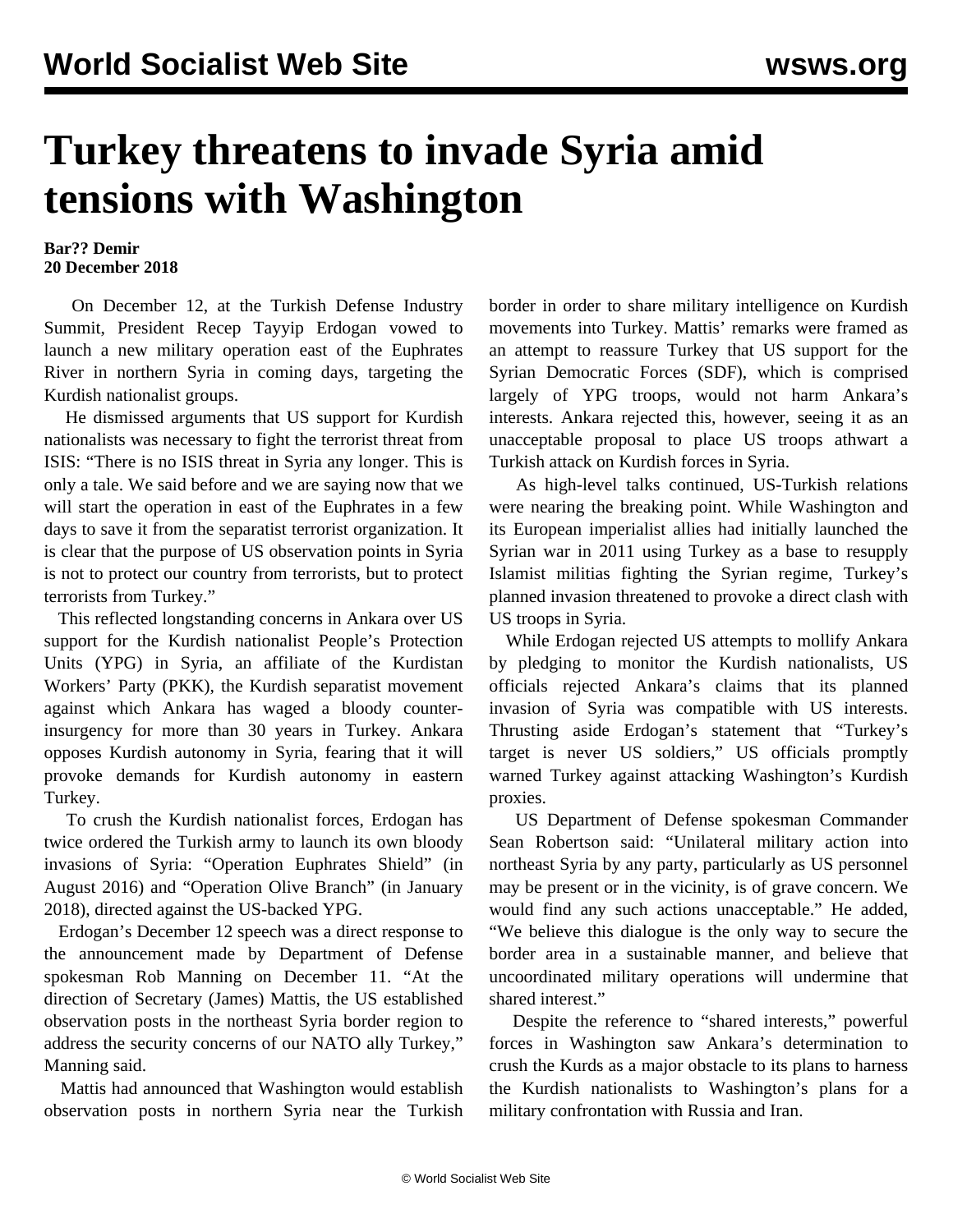# Turkey threatens to invade Syria amid tensions with Washington

**Bar?? Demir**
**20 December 2018**

On December 12, at the Turkish Defense Industry Summit, President Recep Tayyip Erdogan vowed to launch a new military operation east of the Euphrates River in northern Syria in coming days, targeting the Kurdish nationalist groups.

He dismissed arguments that US support for Kurdish nationalists was necessary to fight the terrorist threat from ISIS: "There is no ISIS threat in Syria any longer. This is only a tale. We said before and we are saying now that we will start the operation in east of the Euphrates in a few days to save it from the separatist terrorist organization. It is clear that the purpose of US observation points in Syria is not to protect our country from terrorists, but to protect terrorists from Turkey."

This reflected longstanding concerns in Ankara over US support for the Kurdish nationalist People's Protection Units (YPG) in Syria, an affiliate of the Kurdistan Workers' Party (PKK), the Kurdish separatist movement against which Ankara has waged a bloody counter-insurgency for more than 30 years in Turkey. Ankara opposes Kurdish autonomy in Syria, fearing that it will provoke demands for Kurdish autonomy in eastern Turkey.

To crush the Kurdish nationalist forces, Erdogan has twice ordered the Turkish army to launch its own bloody invasions of Syria: "Operation Euphrates Shield" (in August 2016) and "Operation Olive Branch" (in January 2018), directed against the US-backed YPG.

Erdogan's December 12 speech was a direct response to the announcement made by Department of Defense spokesman Rob Manning on December 11. "At the direction of Secretary (James) Mattis, the US established observation posts in the northeast Syria border region to address the security concerns of our NATO ally Turkey," Manning said.

Mattis had announced that Washington would establish observation posts in northern Syria near the Turkish border in order to share military intelligence on Kurdish movements into Turkey. Mattis' remarks were framed as an attempt to reassure Turkey that US support for the Syrian Democratic Forces (SDF), which is comprised largely of YPG troops, would not harm Ankara's interests. Ankara rejected this, however, seeing it as an unacceptable proposal to place US troops athwart a Turkish attack on Kurdish forces in Syria.

As high-level talks continued, US-Turkish relations were nearing the breaking point. While Washington and its European imperialist allies had initially launched the Syrian war in 2011 using Turkey as a base to resupply Islamist militias fighting the Syrian regime, Turkey's planned invasion threatened to provoke a direct clash with US troops in Syria.

While Erdogan rejected US attempts to mollify Ankara by pledging to monitor the Kurdish nationalists, US officials rejected Ankara's claims that its planned invasion of Syria was compatible with US interests. Thrusting aside Erdogan's statement that "Turkey's target is never US soldiers," US officials promptly warned Turkey against attacking Washington's Kurdish proxies.

US Department of Defense spokesman Commander Sean Robertson said: "Unilateral military action into northeast Syria by any party, particularly as US personnel may be present or in the vicinity, is of grave concern. We would find any such actions unacceptable." He added, "We believe this dialogue is the only way to secure the border area in a sustainable manner, and believe that uncoordinated military operations will undermine that shared interest."

Despite the reference to "shared interests," powerful forces in Washington saw Ankara's determination to crush the Kurds as a major obstacle to its plans to harness the Kurdish nationalists to Washington's plans for a military confrontation with Russia and Iran.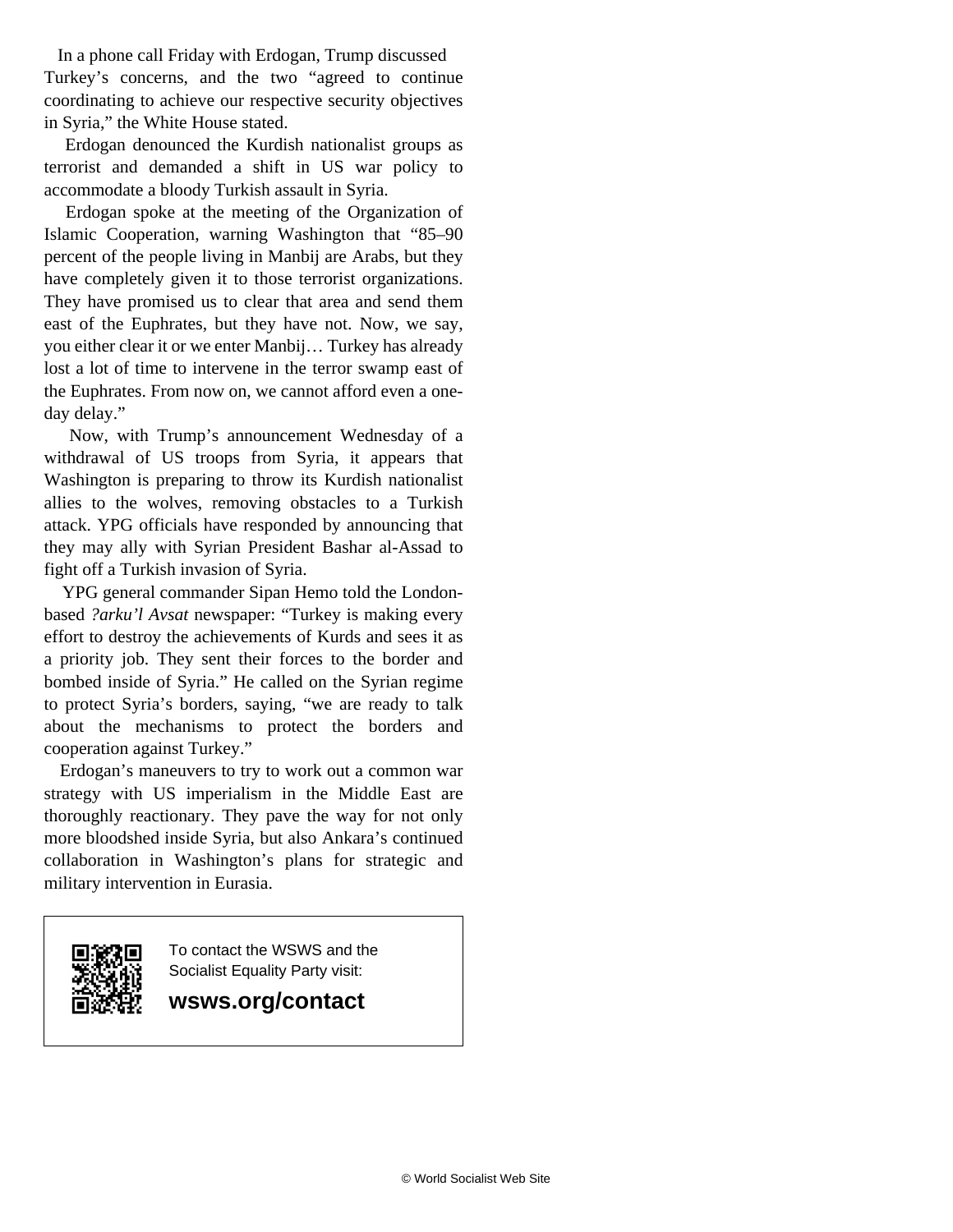In a phone call Friday with Erdogan, Trump discussed Turkey's concerns, and the two "agreed to continue coordinating to achieve our respective security objectives in Syria," the White House stated.

Erdogan denounced the Kurdish nationalist groups as terrorist and demanded a shift in US war policy to accommodate a bloody Turkish assault in Syria.

Erdogan spoke at the meeting of the Organization of Islamic Cooperation, warning Washington that "85–90 percent of the people living in Manbij are Arabs, but they have completely given it to those terrorist organizations. They have promised us to clear that area and send them east of the Euphrates, but they have not. Now, we say, you either clear it or we enter Manbij… Turkey has already lost a lot of time to intervene in the terror swamp east of the Euphrates. From now on, we cannot afford even a one-day delay."

Now, with Trump's announcement Wednesday of a withdrawal of US troops from Syria, it appears that Washington is preparing to throw its Kurdish nationalist allies to the wolves, removing obstacles to a Turkish attack. YPG officials have responded by announcing that they may ally with Syrian President Bashar al-Assad to fight off a Turkish invasion of Syria.

YPG general commander Sipan Hemo told the London-based *?arku'l Avsat* newspaper: "Turkey is making every effort to destroy the achievements of Kurds and sees it as a priority job. They sent their forces to the border and bombed inside of Syria." He called on the Syrian regime to protect Syria's borders, saying, "we are ready to talk about the mechanisms to protect the borders and cooperation against Turkey."

Erdogan's maneuvers to try to work out a common war strategy with US imperialism in the Middle East are thoroughly reactionary. They pave the way for not only more bloodshed inside Syria, but also Ankara's continued collaboration in Washington's plans for strategic and military intervention in Eurasia.

To contact the WSWS and the Socialist Equality Party visit:

**wsws.org/contact**